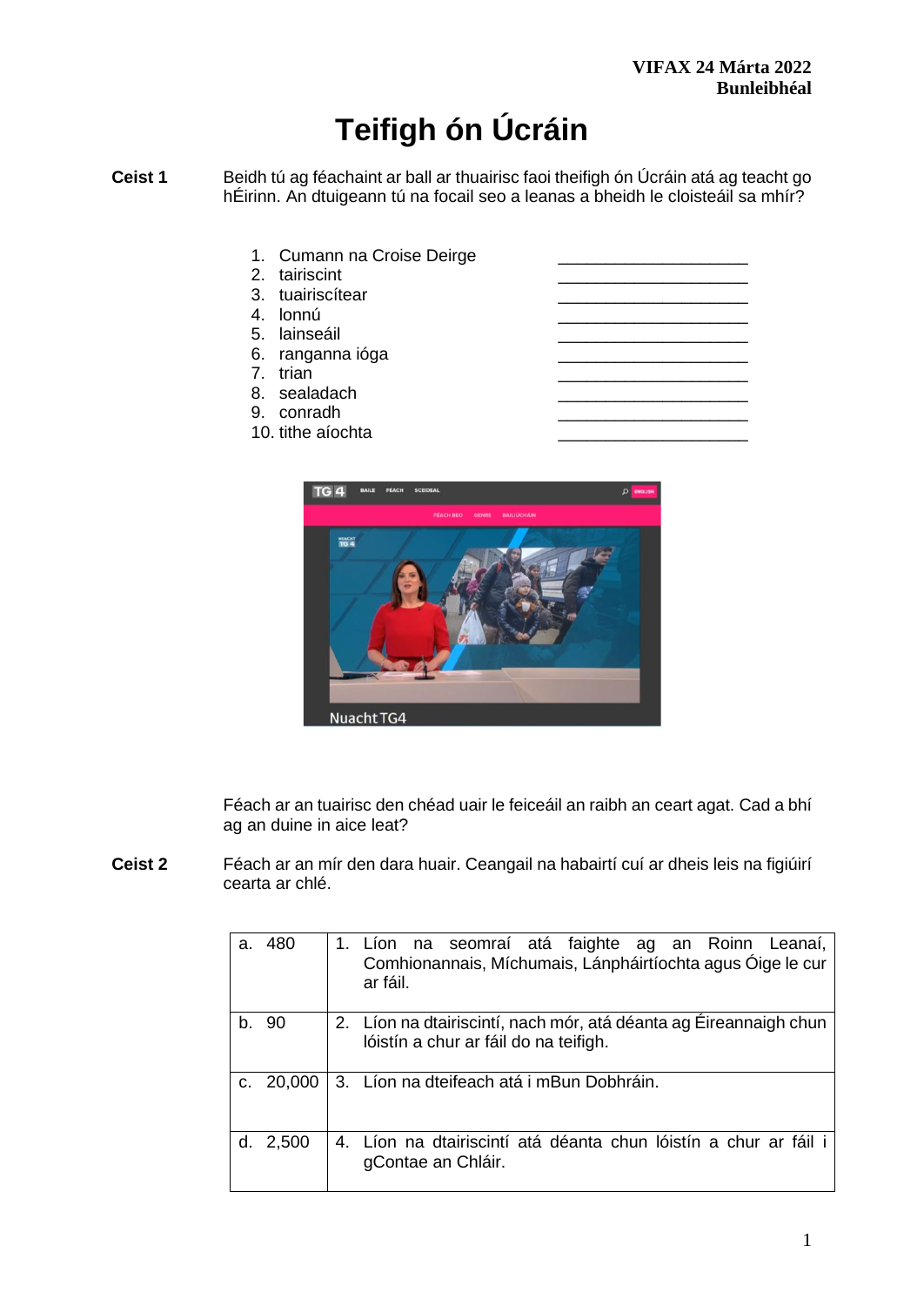**VIFAX 24 Márta 2022**
**Bunleibhéal**

# Teifigh ón Úcráin

**Ceist 1** Beidh tú ag féachaint ar ball ar thuairisc faoi theifigh ón Úcráin atá ag teacht go hÉirinn. An dtuigeann tú na focail seo a leanas a bheidh le cloisteáil sa mhír?

1. Cumann na Croise Deirge ____________________
2. tairiscint ____________________
3. tuairiscítear ____________________
4. lonnú ____________________
5. lainseáil ____________________
6. ranganna ióga ____________________
7. trian ____________________
8. sealadach ____________________
9. conradh ____________________
10. tithe aíochta ____________________

Féach ar an tuairisc den chéad uair le feiceáil an raibh an ceart agat. Cad a bhí ag an duine in aice leat?

**Ceist 2** Féach ar an mír den dara huair. Ceangail na habairtí cuí ar dheis leis na figiúirí cearta ar chlé.

| | |
|---|---|
| a. 480 | 1. Líon na seomraí atá faighte ag an Roinn Leanaí, Comhionannais, Míchumais, Lánpháirtíochta agus Óige le cur ar fáil. |
| b. 90 | 2. Líon na dtairiscintí, nach mór, atá déanta ag Éireannaigh chun lóistín a chur ar fáil do na teifigh. |
| c. 20,000 | 3. Líon na dteifeach atá i mBun Dobhráin. |
| d. 2,500 | 4. Líon na dtairiscintí atá déanta chun lóistín a chur ar fáil i gContae an Chláir. |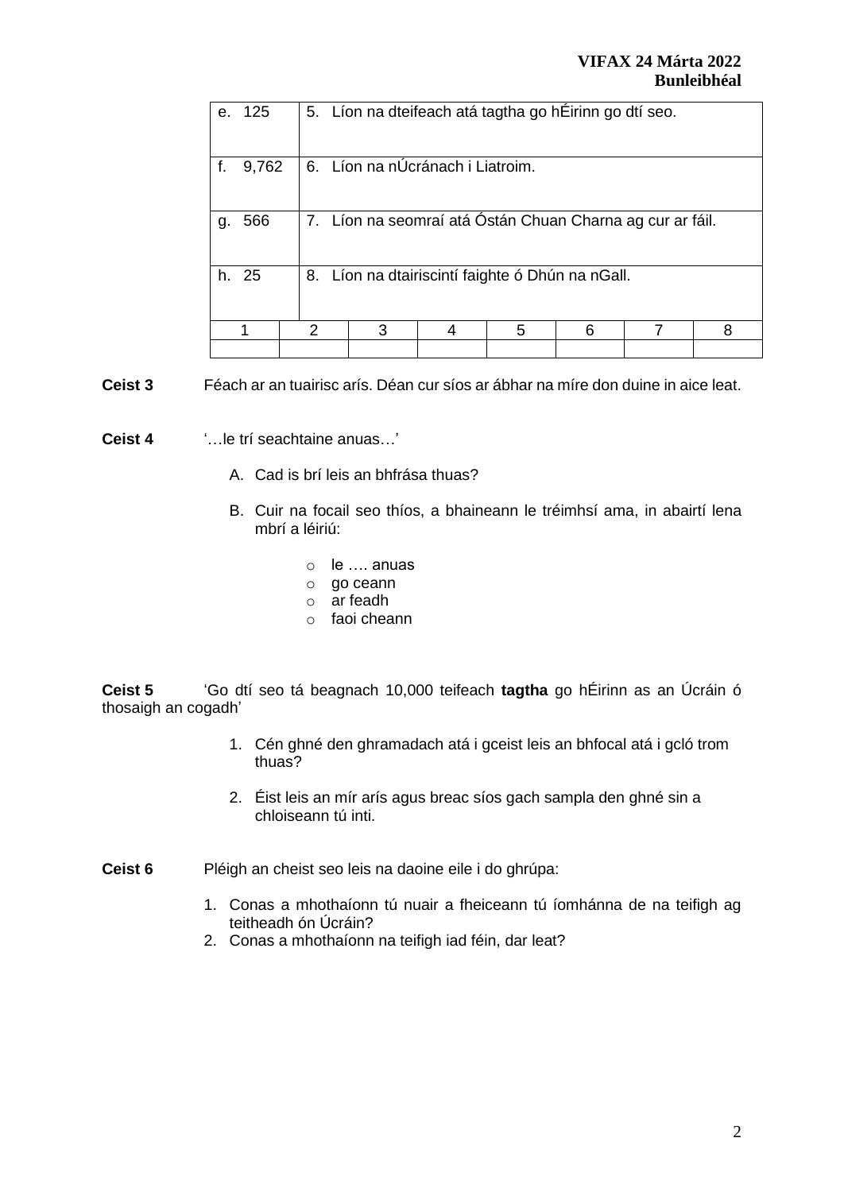| | |
|---|---|
| e. 125 | 5. Líon na dteifeach atá tagtha go hÉirinn go dtí seo. |
| f. 9,762 | 6. Líon na nÚcránach i Liatroim. |
| g. 566 | 7. Líon na seomraí atá Óstán Chuan Charna ag cur ar fáil. |
| h. 25 | 8. Líon na dtairiscintí faighte ó Dhún na nGall. |

| 1 | 2 | 3 | 4 | 5 | 6 | 7 | 8 |
|---|---|---|---|---|---|---|---|
| | | | | | | | |

**Ceist 3** Féach ar an tuairisc arís. Déan cur síos ar ábhar na míre don duine in aice leat.

**Ceist 4** '…le trí seachtaine anuas…'

A. Cad is brí leis an bhfrása thuas?

B. Cuir na focail seo thíos, a bhaineann le tréimhsí ama, in abairtí lena mbrí a léiriú:

- le …. anuas
- go ceann
- ar feadh
- faoi cheann

**Ceist 5** 'Go dtí seo tá beagnach 10,000 teifeach **tagtha** go hÉirinn as an Úcráin ó thosaigh an cogadh'

1. Cén ghné den ghramadach atá i gceist leis an bhfocal atá i gcló trom thuas?

2. Éist leis an mír arís agus breac síos gach sampla den ghné sin a chloiseann tú inti.

**Ceist 6** Pléigh an cheist seo leis na daoine eile i do ghrúpa:

1. Conas a mhothaíonn tú nuair a fheiceann tú íomhánna de na teifigh ag teitheadh ón Úcráin?
2. Conas a mhothaíonn na teifigh iad féin, dar leat?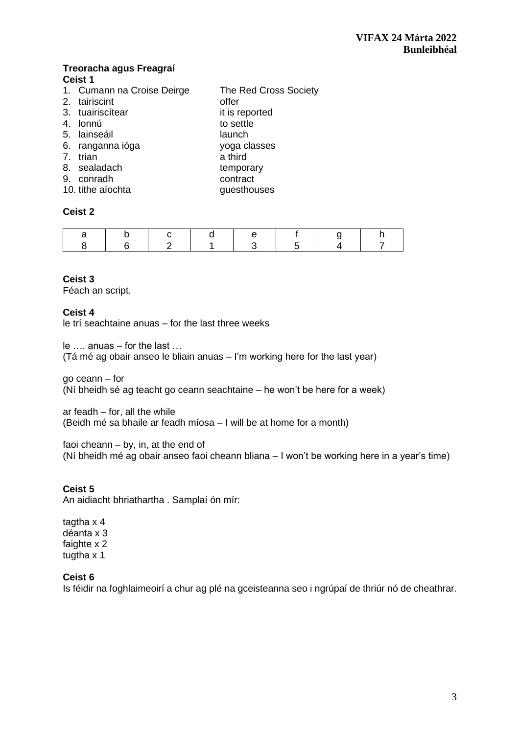**VIFAX 24 Márta 2022**
**Bunleibhéal**

## Treoracha agus Freagraí

### Ceist 1

1. Cumann na Croise Deirge — The Red Cross Society
2. tairiscint — offer
3. tuairiscítear — it is reported
4. lonnú — to settle
5. lainseáil — launch
6. ranganna ióga — yoga classes
7. trian — a third
8. sealadach — temporary
9. conradh — contract
10. tithe aíochta — guesthouses

### Ceist 2

| a | b | c | d | e | f | g | h |
|---|---|---|---|---|---|---|---|
| 8 | 6 | 2 | 1 | 3 | 5 | 4 | 7 |

### Ceist 3

Féach an script.

### Ceist 4

le trí seachtaine anuas – for the last three weeks

le …. anuas – for the last …
(Tá mé ag obair anseo le bliain anuas – I'm working here for the last year)

go ceann – for
(Ní bheidh sé ag teacht go ceann seachtaine – he won't be here for a week)

ar feadh – for, all the while
(Beidh mé sa bhaile ar feadh míosa – I will be at home for a month)

faoi cheann – by, in, at the end of
(Ní bheidh mé ag obair anseo faoi cheann bliana – I won't be working here in a year's time)

### Ceist 5

An aidiacht bhriathartha . Samplaí ón mír:

tagtha x 4
déanta x 3
faighte x 2
tugtha x 1

### Ceist 6

Is féidir na foghlaimeoirí a chur ag plé na gceisteanna seo i ngrúpaí de thriúr nó de cheathrar.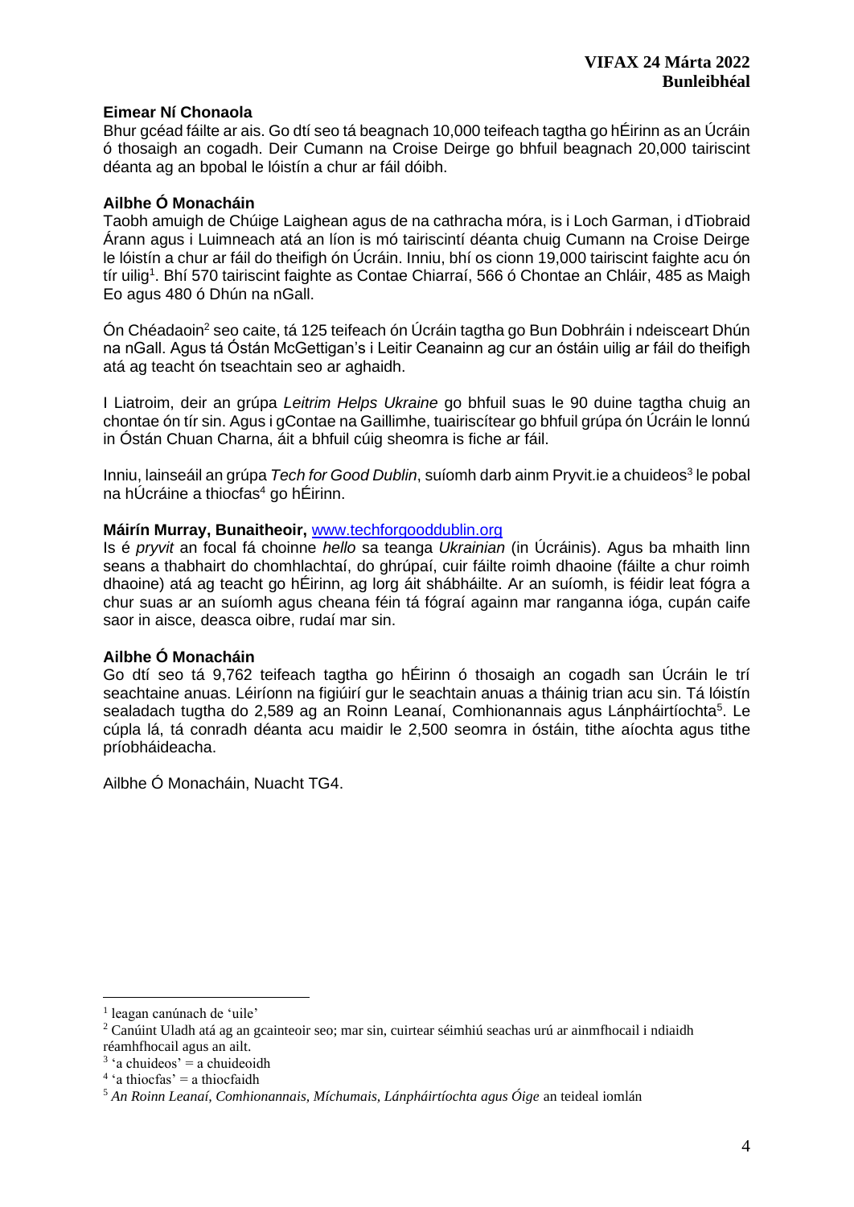**Eimear Ní Chonaola**
Bhur gcéad fáilte ar ais. Go dtí seo tá beagnach 10,000 teifeach tagtha go hÉirinn as an Úcráin ó thosaigh an cogadh. Deir Cumann na Croise Deirge go bhfuil beagnach 20,000 tairiscint déanta ag an bpobal le lóistín a chur ar fáil dóibh.

**Ailbhe Ó Monacháin**
Taobh amuigh de Chúige Laighean agus de na cathracha móra, is i Loch Garman, i dTiobraid Árann agus i Luimneach atá an líon is mó tairiscintí déanta chuig Cumann na Croise Deirge le lóistín a chur ar fáil do theifigh ón Úcráin. Inniu, bhí os cionn 19,000 tairiscint faighte acu ón tír uilig[1]. Bhí 570 tairiscint faighte as Contae Chiarraí, 566 ó Chontae an Chláir, 485 as Maigh Eo agus 480 ó Dhún na nGall.

Ón Chéadaoin[2] seo caite, tá 125 teifeach ón Úcráin tagtha go Bun Dobhráin i ndeisceart Dhún na nGall. Agus tá Óstán McGettigan's i Leitir Ceanainn ag cur an óstáin uilig ar fáil do theifigh atá ag teacht ón tseachtain seo ar aghaidh.

I Liatroim, deir an grúpa *Leitrim Helps Ukraine* go bhfuil suas le 90 duine tagtha chuig an chontae ón tír sin. Agus i gContae na Gaillimhe, tuairiscítear go bhfuil grúpa ón Úcráin le lonnú in Óstán Chuan Charna, áit a bhfuil cúig sheomra is fiche ar fáil.

Inniu, lainseáil an grúpa *Tech for Good Dublin*, suíomh darb ainm Pryvit.ie a chuideos[3] le pobal na hÚcráine a thiocfas[4] go hÉirinn.

**Máirín Murray, Bunaitheoir,** www.techforgooddublin.org
Is é *pryvit* an focal fá choinne *hello* sa teanga *Ukrainian* (in Úcráinis). Agus ba mhaith linn seans a thabhairt do chomhlachtaí, do ghrúpaí, cuir fáilte roimh dhaoine (fáilte a chur roimh dhaoine) atá ag teacht go hÉirinn, ag lorg áit shábháilte. Ar an suíomh, is féidir leat fógra a chur suas ar an suíomh agus cheana féin tá fógraí againn mar ranganna ióga, cupán caife saor in aisce, deasca oibre, rudaí mar sin.

**Ailbhe Ó Monacháin**
Go dtí seo tá 9,762 teifeach tagtha go hÉirinn ó thosaigh an cogadh san Úcráin le trí seachtaine anuas. Léiríonn na figiúirí gur le seachtain anuas a tháinig trian acu sin. Tá lóistín sealadach tugtha do 2,589 ag an Roinn Leanaí, Comhionannais agus Lánpháirtíochta[5]. Le cúpla lá, tá conradh déanta acu maidir le 2,500 seomra in óstáin, tithe aíochta agus tithe príobháideacha.

Ailbhe Ó Monacháin, Nuacht TG4.

---

[1] leagan canúnach de 'uile'

[2] Canúint Uladh atá ag an gcainteoir seo; mar sin, cuirtear séimhiú seachas urú ar ainmfhocail i ndiaidh réamhfhocail agus an ailt.

[3] 'a chuideos' = a chuideoidh

[4] 'a thiocfas' = a thiocfaidh

[5] *An Roinn Leanaí, Comhionannais, Míchumais, Lánpháirtíochta agus Óige* an teideal iomlán